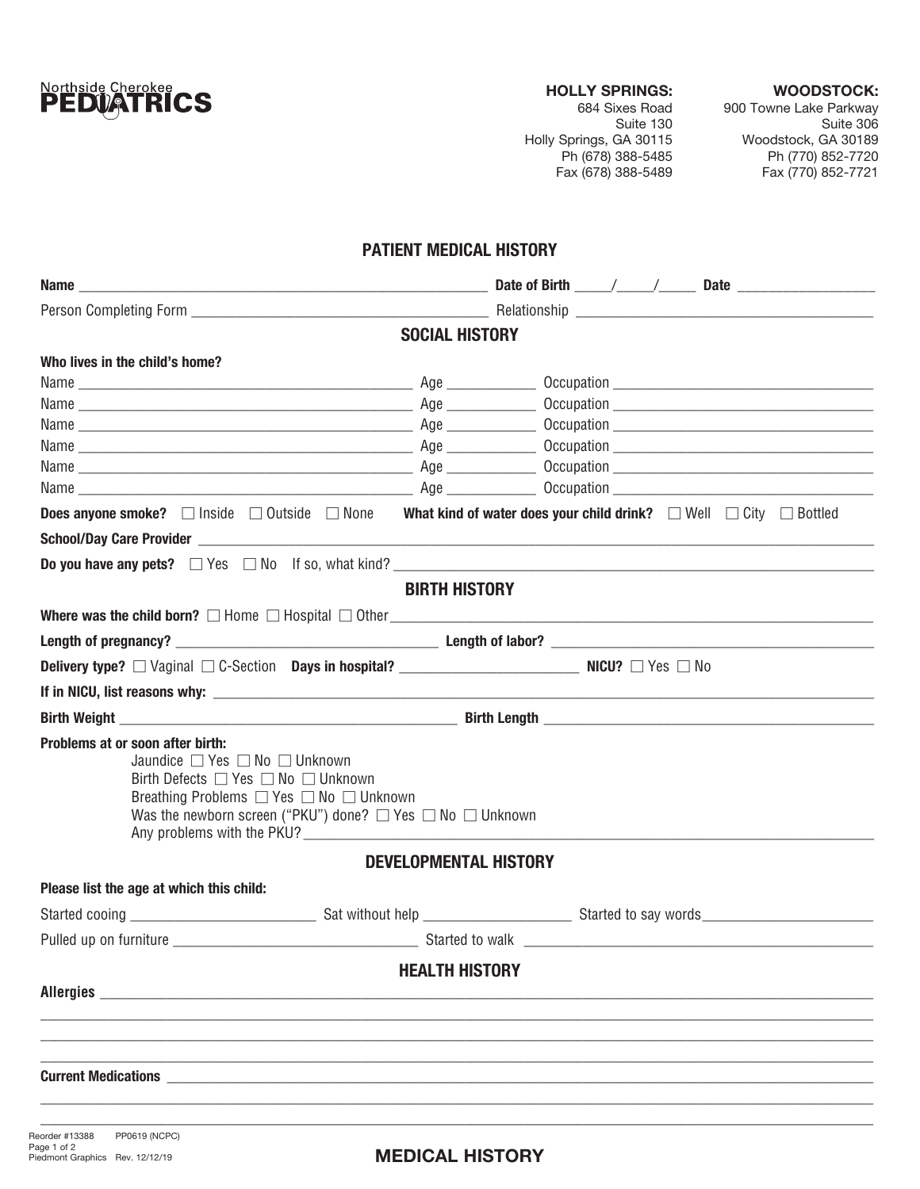Northside Cherokee **PEDIATRICS**

**HOLLY SPRINGS:**
684 Sixes Road
Suite 130
Holly Springs, GA 30115
Ph (678) 388-5485
Fax (678) 388-5489

**WOODSTOCK:**
900 Towne Lake Parkway
Suite 306
Woodstock, GA 30189
Ph (770) 852-7720
Fax (770) 852-7721

## PATIENT MEDICAL HISTORY

**Name** ______________________________ **Date of Birth** ____/____/____ **Date** ______________

Person Completing Form ______________________________ Relationship ______________________________

### SOCIAL HISTORY

**Who lives in the child's home?**

Name ______________________________ Age __________ Occupation ______________________________

Name ______________________________ Age __________ Occupation ______________________________

Name ______________________________ Age __________ Occupation ______________________________

Name ______________________________ Age __________ Occupation ______________________________

Name ______________________________ Age __________ Occupation ______________________________

Name ______________________________ Age __________ Occupation ______________________________

**Does anyone smoke?** ☐ Inside ☐ Outside ☐ None **What kind of water does your child drink?** ☐ Well ☐ City ☐ Bottled

**School/Day Care Provider** ______________________________

**Do you have any pets?** ☐ Yes ☐ No If so, what kind? ______________________________

### BIRTH HISTORY

**Where was the child born?** ☐ Home ☐ Hospital ☐ Other ______________________________

**Length of pregnancy?** ______________________________ **Length of labor?** ______________________________

**Delivery type?** ☐ Vaginal ☐ C-Section **Days in hospital?** ____________________ **NICU?** ☐ Yes ☐ No

**If in NICU, list reasons why:** ______________________________

**Birth Weight** ______________________________ **Birth Length** ______________________________

**Problems at or soon after birth:**

Jaundice ☐ Yes ☐ No ☐ Unknown
Birth Defects ☐ Yes ☐ No ☐ Unknown
Breathing Problems ☐ Yes ☐ No ☐ Unknown
Was the newborn screen ("PKU") done? ☐ Yes ☐ No ☐ Unknown
Any problems with the PKU? ______________________________

### DEVELOPMENTAL HISTORY

**Please list the age at which this child:**

Started cooing ____________________ Sat without help ____________________ Started to say words ____________________

Pulled up on furniture ______________________________ Started to walk ______________________________

### HEALTH HISTORY

**Allergies** ______________________________

______________________________

______________________________

______________________________

**Current Medications** ______________________________

______________________________

______________________________

Reorder #13388 PP0619 (NCPC)
Piedmont Graphics Rev. 12/12/19

**MEDICAL HISTORY**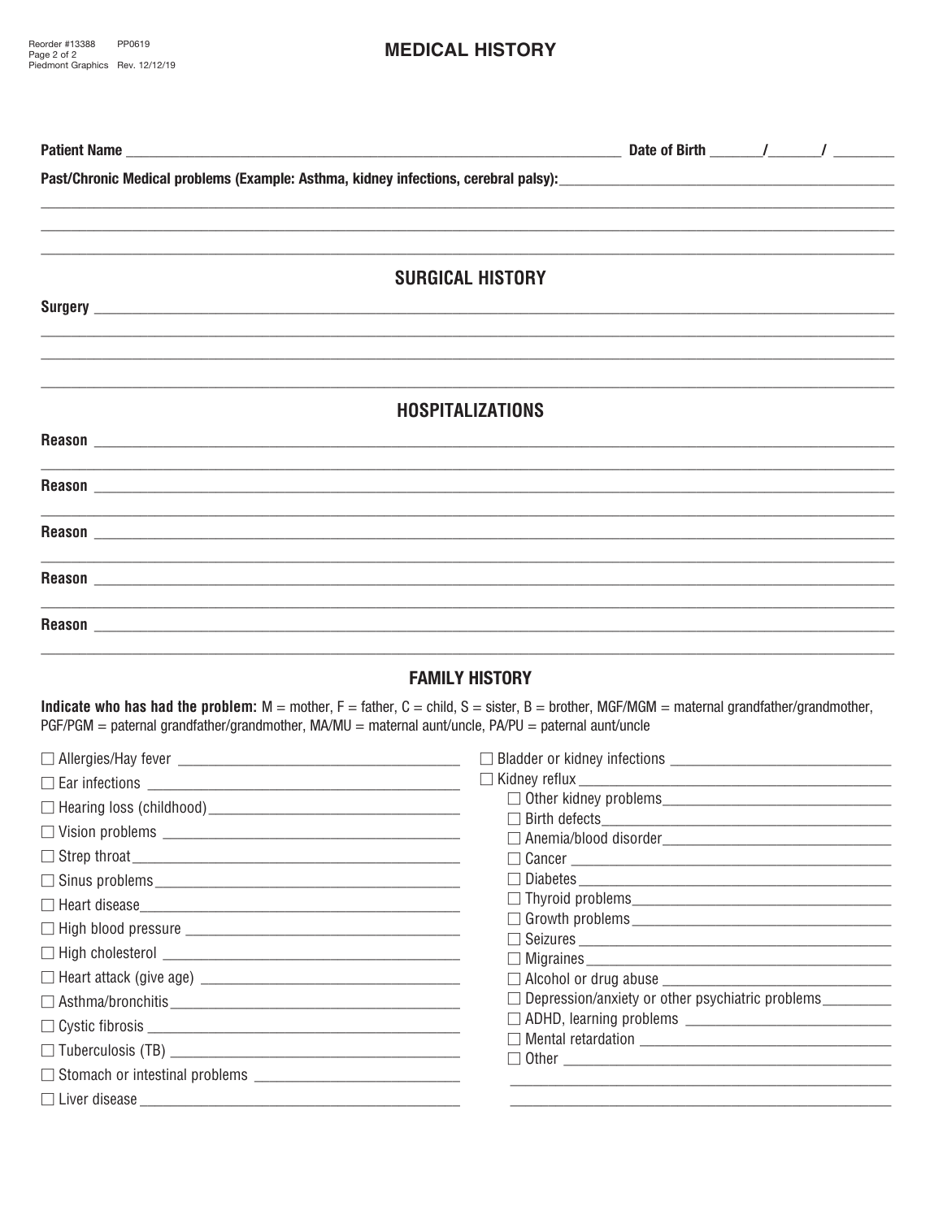# MEDICAL HISTORY

**Patient Name** ____________________ **Date of Birth** ____/____/____

**Past/Chronic Medical problems (Example: Asthma, kidney infections, cerebral palsy):** ____________________

____________________

____________________

____________________

## SURGICAL HISTORY

**Surgery** ____________________

____________________

____________________

____________________

## HOSPITALIZATIONS

**Reason** ____________________

____________________

**Reason** ____________________

____________________

**Reason** ____________________

____________________

**Reason** ____________________

____________________

**Reason** ____________________

____________________

## FAMILY HISTORY

**Indicate who has had the problem:** M = mother, F = father, C = child, S = sister, B = brother, MGF/MGM = maternal grandfather/grandmother, PGF/PGM = paternal grandfather/grandmother, MA/MU = maternal aunt/uncle, PA/PU = paternal aunt/uncle

- ☐ Allergies/Hay fever ____________________
- ☐ Ear infections ____________________
- ☐ Hearing loss (childhood) ____________________
- ☐ Vision problems ____________________
- ☐ Strep throat ____________________
- ☐ Sinus problems ____________________
- ☐ Heart disease ____________________
- ☐ High blood pressure ____________________
- ☐ High cholesterol ____________________
- ☐ Heart attack (give age) ____________________
- ☐ Asthma/bronchitis ____________________
- ☐ Cystic fibrosis ____________________
- ☐ Tuberculosis (TB) ____________________
- ☐ Stomach or intestinal problems ____________________
- ☐ Liver disease ____________________
- ☐ Bladder or kidney infections ____________________
- ☐ Kidney reflux ____________________
- ☐ Other kidney problems ____________________
- ☐ Birth defects ____________________
- ☐ Anemia/blood disorder ____________________
- ☐ Cancer ____________________
- ☐ Diabetes ____________________
- ☐ Thyroid problems ____________________
- ☐ Growth problems ____________________
- ☐ Seizures ____________________
- ☐ Migraines ____________________
- ☐ Alcohol or drug abuse ____________________
- ☐ Depression/anxiety or other psychiatric problems ____________________
- ☐ ADHD, learning problems ____________________
- ☐ Mental retardation ____________________
- ☐ Other ____________________

____________________

____________________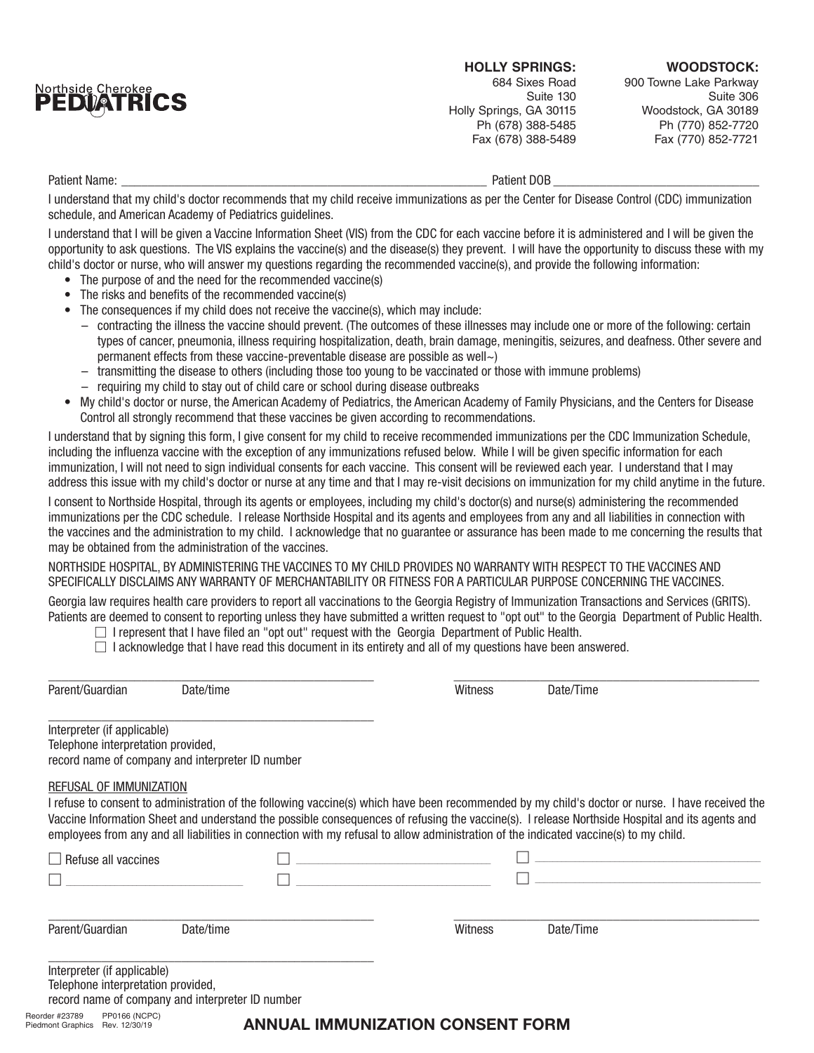Northside Cherokee **PEDIATRICS**

**HOLLY SPRINGS:**
684 Sixes Road
Suite 130
Holly Springs, GA 30115
Ph (678) 388-5485
Fax (678) 388-5489

**WOODSTOCK:**
900 Towne Lake Parkway
Suite 306
Woodstock, GA 30189
Ph (770) 852-7720
Fax (770) 852-7721

Patient Name: ____________________________________________ Patient DOB ______________________________

I understand that my child's doctor recommends that my child receive immunizations as per the Center for Disease Control (CDC) immunization schedule, and American Academy of Pediatrics guidelines.

I understand that I will be given a Vaccine Information Sheet (VIS) from the CDC for each vaccine before it is administered and I will be given the opportunity to ask questions. The VIS explains the vaccine(s) and the disease(s) they prevent. I will have the opportunity to discuss these with my child's doctor or nurse, who will answer my questions regarding the recommended vaccine(s), and provide the following information:

- The purpose of and the need for the recommended vaccine(s)
- The risks and benefits of the recommended vaccine(s)
- The consequences if my child does not receive the vaccine(s), which may include:
  - contracting the illness the vaccine should prevent. (The outcomes of these illnesses may include one or more of the following: certain types of cancer, pneumonia, illness requiring hospitalization, death, brain damage, meningitis, seizures, and deafness. Other severe and permanent effects from these vaccine-preventable disease are possible as well~)
  - transmitting the disease to others (including those too young to be vaccinated or those with immune problems)
  - requiring my child to stay out of child care or school during disease outbreaks
- My child's doctor or nurse, the American Academy of Pediatrics, the American Academy of Family Physicians, and the Centers for Disease Control all strongly recommend that these vaccines be given according to recommendations.

I understand that by signing this form, I give consent for my child to receive recommended immunizations per the CDC Immunization Schedule, including the influenza vaccine with the exception of any immunizations refused below. While I will be given specific information for each immunization, I will not need to sign individual consents for each vaccine. This consent will be reviewed each year. I understand that I may address this issue with my child's doctor or nurse at any time and that I may re-visit decisions on immunization for my child anytime in the future.

I consent to Northside Hospital, through its agents or employees, including my child's doctor(s) and nurse(s) administering the recommended immunizations per the CDC schedule. I release Northside Hospital and its agents and employees from any and all liabilities in connection with the vaccines and the administration to my child. I acknowledge that no guarantee or assurance has been made to me concerning the results that may be obtained from the administration of the vaccines.

NORTHSIDE HOSPITAL, BY ADMINISTERING THE VACCINES TO MY CHILD PROVIDES NO WARRANTY WITH RESPECT TO THE VACCINES AND SPECIFICALLY DISCLAIMS ANY WARRANTY OF MERCHANTABILITY OR FITNESS FOR A PARTICULAR PURPOSE CONCERNING THE VACCINES.

Georgia law requires health care providers to report all vaccinations to the Georgia Registry of Immunization Transactions and Services (GRITS). Patients are deemed to consent to reporting unless they have submitted a written request to "opt out" to the Georgia Department of Public Health.

☐ I represent that I have filed an "opt out" request with the Georgia Department of Public Health.

☐ I acknowledge that I have read this document in its entirety and all of my questions have been answered.

______________________________________ ______________________________________
Parent/Guardian Date/time Witness Date/Time

______________________________________
Interpreter (if applicable)
Telephone interpretation provided,
record name of company and interpreter ID number

REFUSAL OF IMMUNIZATION

I refuse to consent to administration of the following vaccine(s) which have been recommended by my child's doctor or nurse. I have received the Vaccine Information Sheet and understand the possible consequences of refusing the vaccine(s). I release Northside Hospital and its agents and employees from any and all liabilities in connection with my refusal to allow administration of the indicated vaccine(s) to my child.

☐ Refuse all vaccines ☐ ____________________ ☐ ____________________

☐ ____________________ ☐ ____________________ ☐ ____________________

______________________________________ ______________________________________
Parent/Guardian Date/time Witness Date/Time

______________________________________
Interpreter (if applicable)
Telephone interpretation provided,
record name of company and interpreter ID number

Reorder #23789 PP0166 (NCPC)
Piedmont Graphics Rev. 12/30/19

**ANNUAL IMMUNIZATION CONSENT FORM**